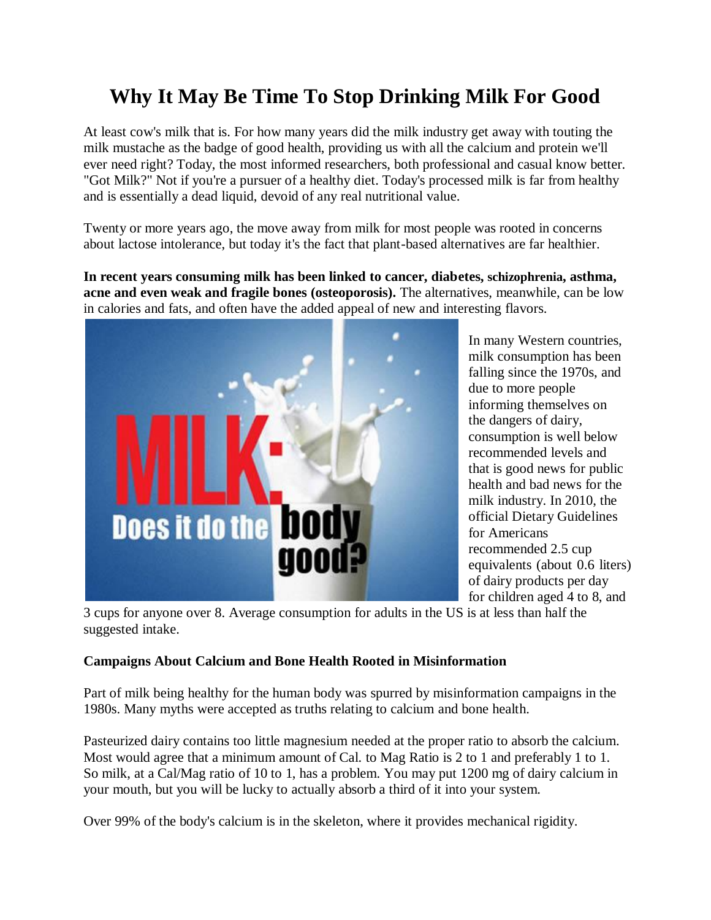# Why It May Be Time To Stop Drinking Milk For Good

At least cow's milk that is. For how many years did the milk industry get away with touting the milk mustache as the badge of good health, providing us with all the calcium and protein we'll ever need right? Today, the most informed researchers, both professional and casual know better. "Got Milk?" Not if you're a pursuer of a healthy diet. Today's processed milk is far from healthy and is essentially a dead liquid, devoid of any real nutritional value.

Twenty or more years ago, the move away from milk for most people was rooted in concerns about lactose intolerance, but today it's the fact that plant-based alternatives are far healthier.

**In recent years consuming milk has been linked to cancer, diabetes, schizophrenia, asthma, acne and even weak and fragile bones (osteoporosis).** The alternatives, meanwhile, can be low in calories and fats, and often have the added appeal of new and interesting flavors.

In many Western countries, milk consumption has been falling since the 1970s, and due to more people informing themselves on the dangers of dairy, consumption is well below recommended levels and that is good news for public health and bad news for the milk industry. In 2010, the official Dietary Guidelines for Americans recommended 2.5 cup equivalents (about 0.6 liters) of dairy products per day for children aged 4 to 8, and 3 cups for anyone over 8. Average consumption for adults in the US is at less than half the suggested intake.

### Campaigns About Calcium and Bone Health Rooted in Misinformation

Part of milk being healthy for the human body was spurred by misinformation campaigns in the 1980s. Many myths were accepted as truths relating to calcium and bone health.

Pasteurized dairy contains too little magnesium needed at the proper ratio to absorb the calcium. Most would agree that a minimum amount of Cal. to Mag Ratio is 2 to 1 and preferably 1 to 1. So milk, at a Cal/Mag ratio of 10 to 1, has a problem. You may put 1200 mg of dairy calcium in your mouth, but you will be lucky to actually absorb a third of it into your system.

Over 99% of the body's calcium is in the skeleton, where it provides mechanical rigidity.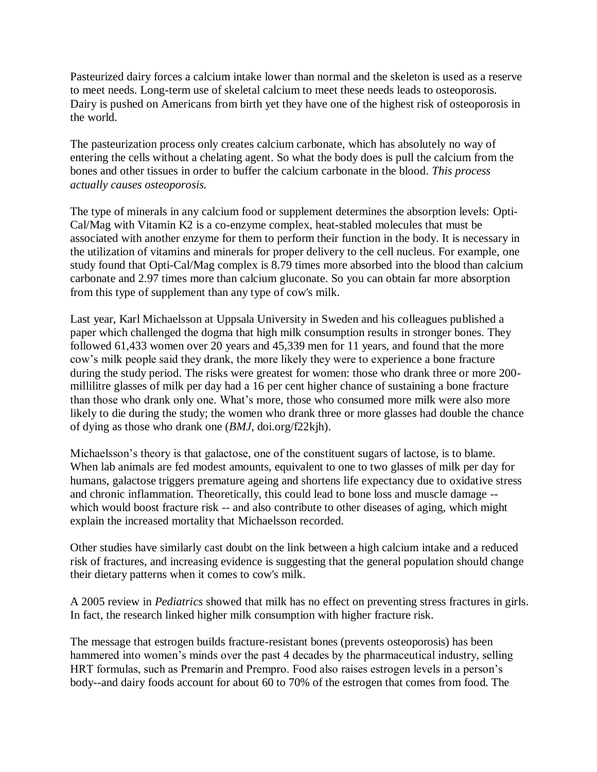Pasteurized dairy forces a calcium intake lower than normal and the skeleton is used as a reserve to meet needs. Long-term use of skeletal calcium to meet these needs leads to osteoporosis. Dairy is pushed on Americans from birth yet they have one of the highest risk of osteoporosis in the world.

The pasteurization process only creates calcium carbonate, which has absolutely no way of entering the cells without a chelating agent. So what the body does is pull the calcium from the bones and other tissues in order to buffer the calcium carbonate in the blood. *This process actually causes osteoporosis.*

The type of minerals in any calcium food or supplement determines the absorption levels: Opti-Cal/Mag with Vitamin K2 is a co-enzyme complex, heat-stabled molecules that must be associated with another enzyme for them to perform their function in the body. It is necessary in the utilization of vitamins and minerals for proper delivery to the cell nucleus. For example, one study found that Opti-Cal/Mag complex is 8.79 times more absorbed into the blood than calcium carbonate and 2.97 times more than calcium gluconate. So you can obtain far more absorption from this type of supplement than any type of cow's milk.

Last year, Karl Michaelsson at Uppsala University in Sweden and his colleagues published a paper which challenged the dogma that high milk consumption results in stronger bones. They followed 61,433 women over 20 years and 45,339 men for 11 years, and found that the more cow's milk people said they drank, the more likely they were to experience a bone fracture during the study period. The risks were greatest for women: those who drank three or more 200-millilitre glasses of milk per day had a 16 per cent higher chance of sustaining a bone fracture than those who drank only one. What's more, those who consumed more milk were also more likely to die during the study; the women who drank three or more glasses had double the chance of dying as those who drank one (*BMJ*, doi.org/f22kjh).

Michaelsson's theory is that galactose, one of the constituent sugars of lactose, is to blame. When lab animals are fed modest amounts, equivalent to one to two glasses of milk per day for humans, galactose triggers premature ageing and shortens life expectancy due to oxidative stress and chronic inflammation. Theoretically, this could lead to bone loss and muscle damage -- which would boost fracture risk -- and also contribute to other diseases of aging, which might explain the increased mortality that Michaelsson recorded.

Other studies have similarly cast doubt on the link between a high calcium intake and a reduced risk of fractures, and increasing evidence is suggesting that the general population should change their dietary patterns when it comes to cow's milk.

A 2005 review in *Pediatrics* showed that milk has no effect on preventing stress fractures in girls. In fact, the research linked higher milk consumption with higher fracture risk.

The message that estrogen builds fracture-resistant bones (prevents osteoporosis) has been hammered into women's minds over the past 4 decades by the pharmaceutical industry, selling HRT formulas, such as Premarin and Prempro. Food also raises estrogen levels in a person's body--and dairy foods account for about 60 to 70% of the estrogen that comes from food. The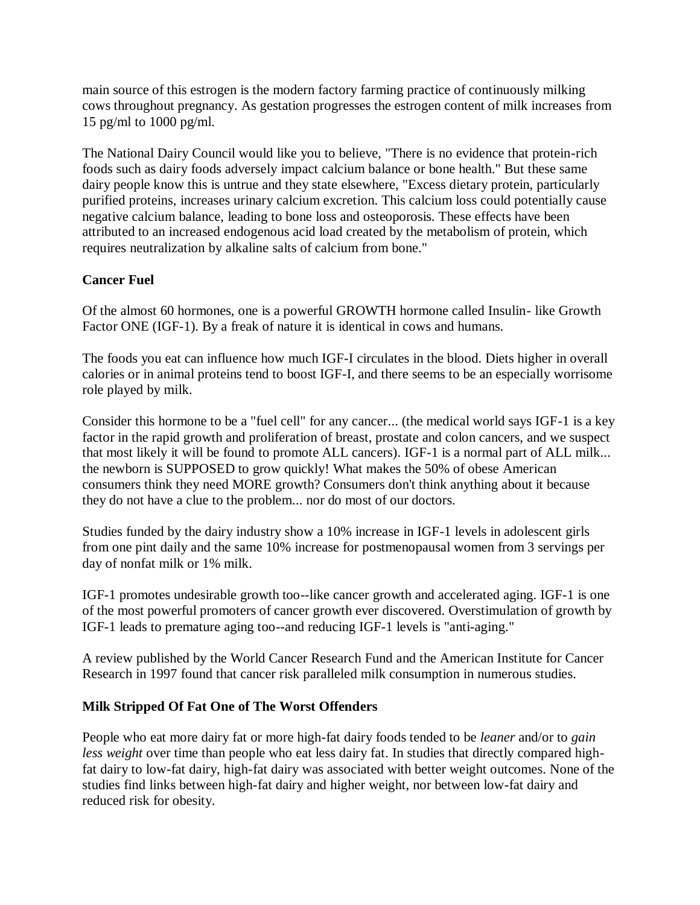main source of this estrogen is the modern factory farming practice of continuously milking cows throughout pregnancy. As gestation progresses the estrogen content of milk increases from 15 pg/ml to 1000 pg/ml.

The National Dairy Council would like you to believe, "There is no evidence that protein-rich foods such as dairy foods adversely impact calcium balance or bone health." But these same dairy people know this is untrue and they state elsewhere, "Excess dietary protein, particularly purified proteins, increases urinary calcium excretion. This calcium loss could potentially cause negative calcium balance, leading to bone loss and osteoporosis. These effects have been attributed to an increased endogenous acid load created by the metabolism of protein, which requires neutralization by alkaline salts of calcium from bone."

**Cancer Fuel**

Of the almost 60 hormones, one is a powerful GROWTH hormone called Insulin- like Growth Factor ONE (IGF-1). By a freak of nature it is identical in cows and humans.

The foods you eat can influence how much IGF-I circulates in the blood. Diets higher in overall calories or in animal proteins tend to boost IGF-I, and there seems to be an especially worrisome role played by milk.

Consider this hormone to be a "fuel cell" for any cancer... (the medical world says IGF-1 is a key factor in the rapid growth and proliferation of breast, prostate and colon cancers, and we suspect that most likely it will be found to promote ALL cancers). IGF-1 is a normal part of ALL milk... the newborn is SUPPOSED to grow quickly! What makes the 50% of obese American consumers think they need MORE growth? Consumers don't think anything about it because they do not have a clue to the problem... nor do most of our doctors.

Studies funded by the dairy industry show a 10% increase in IGF-1 levels in adolescent girls from one pint daily and the same 10% increase for postmenopausal women from 3 servings per day of nonfat milk or 1% milk.

IGF-1 promotes undesirable growth too--like cancer growth and accelerated aging. IGF-1 is one of the most powerful promoters of cancer growth ever discovered. Overstimulation of growth by IGF-1 leads to premature aging too--and reducing IGF-1 levels is "anti-aging."

A review published by the World Cancer Research Fund and the American Institute for Cancer Research in 1997 found that cancer risk paralleled milk consumption in numerous studies.

**Milk Stripped Of Fat One of The Worst Offenders**

People who eat more dairy fat or more high-fat dairy foods tended to be *leaner* and/or to *gain less weight* over time than people who eat less dairy fat. In studies that directly compared high-fat dairy to low-fat dairy, high-fat dairy was associated with better weight outcomes. None of the studies find links between high-fat dairy and higher weight, nor between low-fat dairy and reduced risk for obesity.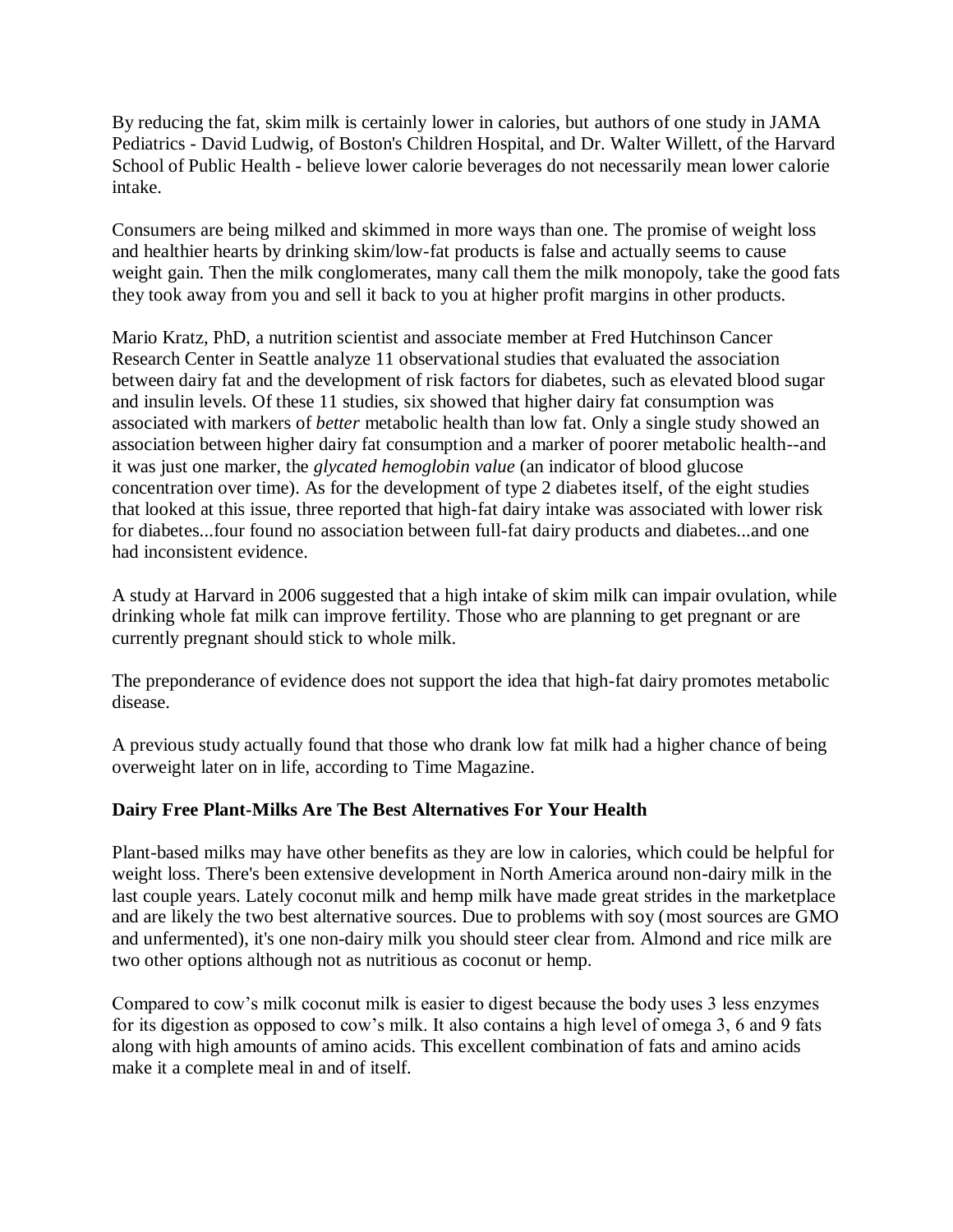By reducing the fat, skim milk is certainly lower in calories, but authors of one study in JAMA Pediatrics - David Ludwig, of Boston's Children Hospital, and Dr. Walter Willett, of the Harvard School of Public Health - believe lower calorie beverages do not necessarily mean lower calorie intake.

Consumers are being milked and skimmed in more ways than one. The promise of weight loss and healthier hearts by drinking skim/low-fat products is false and actually seems to cause weight gain. Then the milk conglomerates, many call them the milk monopoly, take the good fats they took away from you and sell it back to you at higher profit margins in other products.

Mario Kratz, PhD, a nutrition scientist and associate member at Fred Hutchinson Cancer Research Center in Seattle analyze 11 observational studies that evaluated the association between dairy fat and the development of risk factors for diabetes, such as elevated blood sugar and insulin levels. Of these 11 studies, six showed that higher dairy fat consumption was associated with markers of *better* metabolic health than low fat. Only a single study showed an association between higher dairy fat consumption and a marker of poorer metabolic health--and it was just one marker, the *glycated hemoglobin value* (an indicator of blood glucose concentration over time). As for the development of type 2 diabetes itself, of the eight studies that looked at this issue, three reported that high-fat dairy intake was associated with lower risk for diabetes...four found no association between full-fat dairy products and diabetes...and one had inconsistent evidence.

A study at Harvard in 2006 suggested that a high intake of skim milk can impair ovulation, while drinking whole fat milk can improve fertility. Those who are planning to get pregnant or are currently pregnant should stick to whole milk.

The preponderance of evidence does not support the idea that high-fat dairy promotes metabolic disease.

A previous study actually found that those who drank low fat milk had a higher chance of being overweight later on in life, according to Time Magazine.

**Dairy Free Plant-Milks Are The Best Alternatives For Your Health**

Plant-based milks may have other benefits as they are low in calories, which could be helpful for weight loss. There's been extensive development in North America around non-dairy milk in the last couple years. Lately coconut milk and hemp milk have made great strides in the marketplace and are likely the two best alternative sources. Due to problems with soy (most sources are GMO and unfermented), it's one non-dairy milk you should steer clear from. Almond and rice milk are two other options although not as nutritious as coconut or hemp.

Compared to cow's milk coconut milk is easier to digest because the body uses 3 less enzymes for its digestion as opposed to cow's milk. It also contains a high level of omega 3, 6 and 9 fats along with high amounts of amino acids. This excellent combination of fats and amino acids make it a complete meal in and of itself.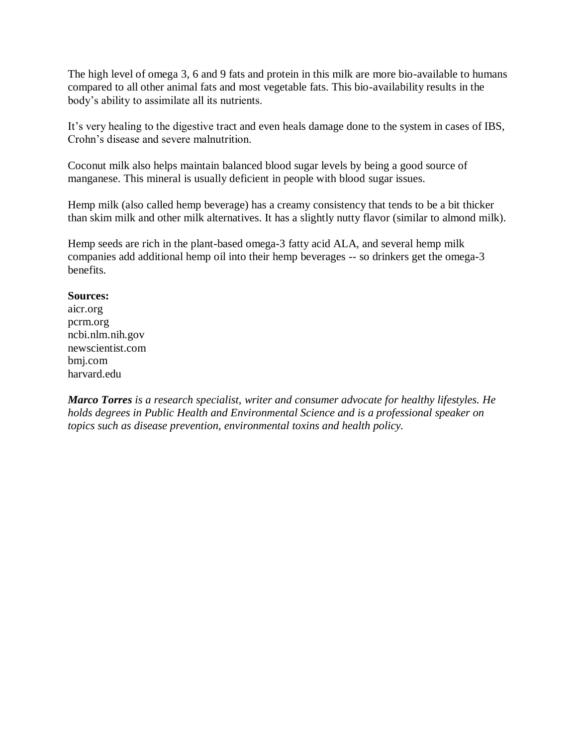The high level of omega 3, 6 and 9 fats and protein in this milk are more bio-available to humans compared to all other animal fats and most vegetable fats. This bio-availability results in the body's ability to assimilate all its nutrients.

It's very healing to the digestive tract and even heals damage done to the system in cases of IBS, Crohn's disease and severe malnutrition.

Coconut milk also helps maintain balanced blood sugar levels by being a good source of manganese. This mineral is usually deficient in people with blood sugar issues.

Hemp milk (also called hemp beverage) has a creamy consistency that tends to be a bit thicker than skim milk and other milk alternatives. It has a slightly nutty flavor (similar to almond milk).

Hemp seeds are rich in the plant-based omega-3 fatty acid ALA, and several hemp milk companies add additional hemp oil into their hemp beverages -- so drinkers get the omega-3 benefits.

**Sources:**
aicr.org
pcrm.org
ncbi.nlm.nih.gov
newscientist.com
bmj.com
harvard.edu

***Marco Torres*** *is a research specialist, writer and consumer advocate for healthy lifestyles. He holds degrees in Public Health and Environmental Science and is a professional speaker on topics such as disease prevention, environmental toxins and health policy.*